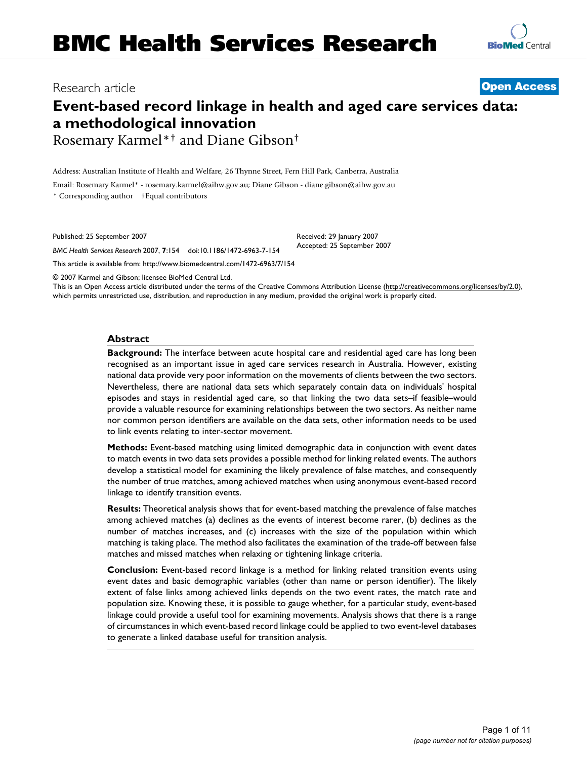BMC Health Services Research

Research article **Open Access**

# Event-based record linkage in health and aged care services data: a methodological innovation

Rosemary Karmel*† and Diane Gibson†

Address: Australian Institute of Health and Welfare, 26 Thynne Street, Fern Hill Park, Canberra, Australia

Email: Rosemary Karmel* - rosemary.karmel@aihw.gov.au; Diane Gibson - diane.gibson@aihw.gov.au

\* Corresponding author †Equal contributors

Published: 25 September 2007

*BMC Health Services Research* 2007, **7**:154 doi:10.1186/1472-6963-7-154

Received: 29 January 2007
Accepted: 25 September 2007

This article is available from: http://www.biomedcentral.com/1472-6963/7/154

© 2007 Karmel and Gibson; licensee BioMed Central Ltd.
This is an Open Access article distributed under the terms of the Creative Commons Attribution License (http://creativecommons.org/licenses/by/2.0), which permits unrestricted use, distribution, and reproduction in any medium, provided the original work is properly cited.

## Abstract

**Background:** The interface between acute hospital care and residential aged care has long been recognised as an important issue in aged care services research in Australia. However, existing national data provide very poor information on the movements of clients between the two sectors. Nevertheless, there are national data sets which separately contain data on individuals' hospital episodes and stays in residential aged care, so that linking the two data sets–if feasible–would provide a valuable resource for examining relationships between the two sectors. As neither name nor common person identifiers are available on the data sets, other information needs to be used to link events relating to inter-sector movement.

**Methods:** Event-based matching using limited demographic data in conjunction with event dates to match events in two data sets provides a possible method for linking related events. The authors develop a statistical model for examining the likely prevalence of false matches, and consequently the number of true matches, among achieved matches when using anonymous event-based record linkage to identify transition events.

**Results:** Theoretical analysis shows that for event-based matching the prevalence of false matches among achieved matches (a) declines as the events of interest become rarer, (b) declines as the number of matches increases, and (c) increases with the size of the population within which matching is taking place. The method also facilitates the examination of the trade-off between false matches and missed matches when relaxing or tightening linkage criteria.

**Conclusion:** Event-based record linkage is a method for linking related transition events using event dates and basic demographic variables (other than name or person identifier). The likely extent of false links among achieved links depends on the two event rates, the match rate and population size. Knowing these, it is possible to gauge whether, for a particular study, event-based linkage could provide a useful tool for examining movements. Analysis shows that there is a range of circumstances in which event-based record linkage could be applied to two event-level databases to generate a linked database useful for transition analysis.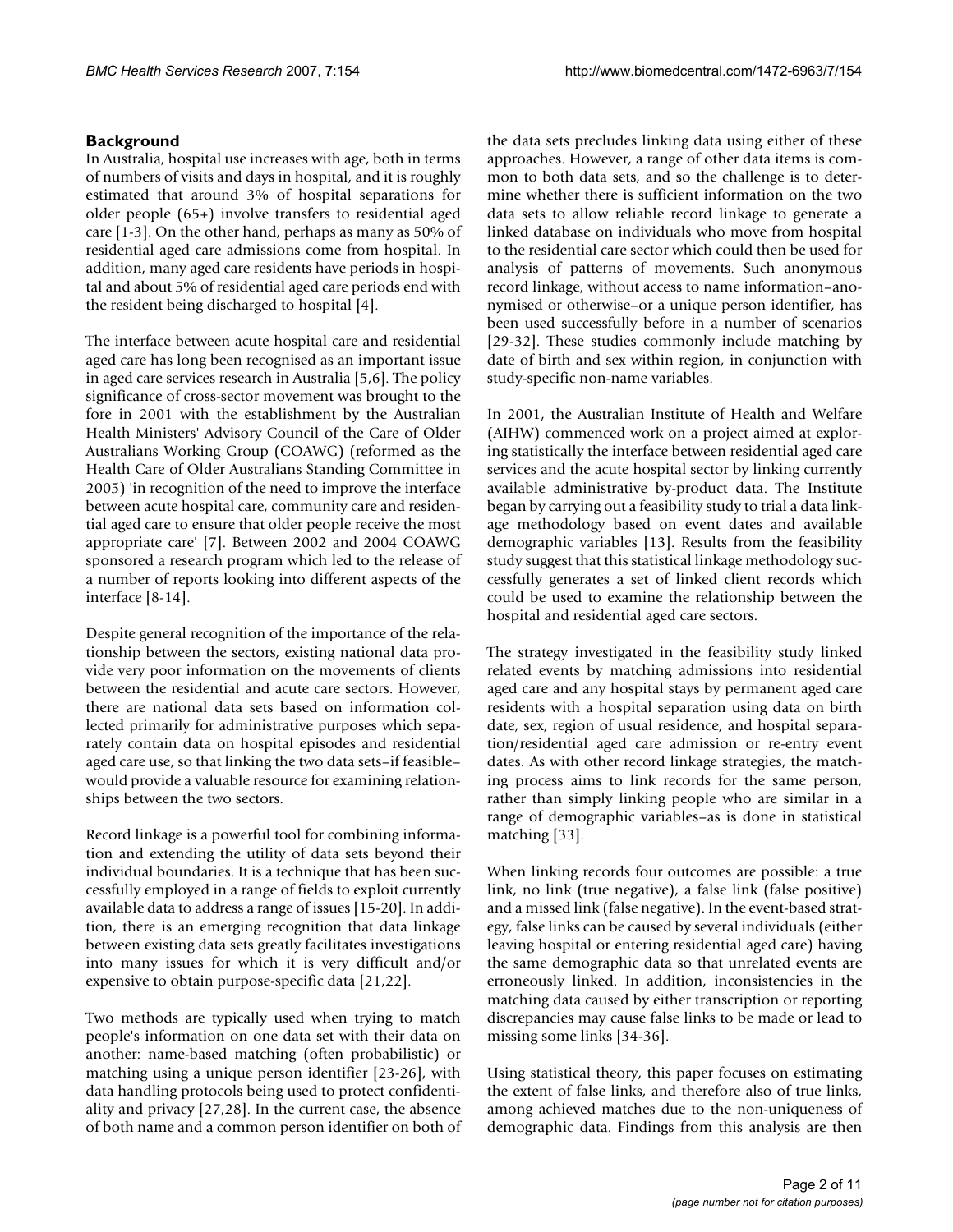## Background

In Australia, hospital use increases with age, both in terms of numbers of visits and days in hospital, and it is roughly estimated that around 3% of hospital separations for older people (65+) involve transfers to residential aged care [1-3]. On the other hand, perhaps as many as 50% of residential aged care admissions come from hospital. In addition, many aged care residents have periods in hospital and about 5% of residential aged care periods end with the resident being discharged to hospital [4].

The interface between acute hospital care and residential aged care has long been recognised as an important issue in aged care services research in Australia [5,6]. The policy significance of cross-sector movement was brought to the fore in 2001 with the establishment by the Australian Health Ministers' Advisory Council of the Care of Older Australians Working Group (COAWG) (reformed as the Health Care of Older Australians Standing Committee in 2005) 'in recognition of the need to improve the interface between acute hospital care, community care and residential aged care to ensure that older people receive the most appropriate care' [7]. Between 2002 and 2004 COAWG sponsored a research program which led to the release of a number of reports looking into different aspects of the interface [8-14].

Despite general recognition of the importance of the relationship between the sectors, existing national data provide very poor information on the movements of clients between the residential and acute care sectors. However, there are national data sets based on information collected primarily for administrative purposes which separately contain data on hospital episodes and residential aged care use, so that linking the two data sets–if feasible–would provide a valuable resource for examining relationships between the two sectors.

Record linkage is a powerful tool for combining information and extending the utility of data sets beyond their individual boundaries. It is a technique that has been successfully employed in a range of fields to exploit currently available data to address a range of issues [15-20]. In addition, there is an emerging recognition that data linkage between existing data sets greatly facilitates investigations into many issues for which it is very difficult and/or expensive to obtain purpose-specific data [21,22].

Two methods are typically used when trying to match people's information on one data set with their data on another: name-based matching (often probabilistic) or matching using a unique person identifier [23-26], with data handling protocols being used to protect confidentiality and privacy [27,28]. In the current case, the absence of both name and a common person identifier on both of the data sets precludes linking data using either of these approaches. However, a range of other data items is common to both data sets, and so the challenge is to determine whether there is sufficient information on the two data sets to allow reliable record linkage to generate a linked database on individuals who move from hospital to the residential care sector which could then be used for analysis of patterns of movements. Such anonymous record linkage, without access to name information–anonymised or otherwise–or a unique person identifier, has been used successfully before in a number of scenarios [29-32]. These studies commonly include matching by date of birth and sex within region, in conjunction with study-specific non-name variables.

In 2001, the Australian Institute of Health and Welfare (AIHW) commenced work on a project aimed at exploring statistically the interface between residential aged care services and the acute hospital sector by linking currently available administrative by-product data. The Institute began by carrying out a feasibility study to trial a data linkage methodology based on event dates and available demographic variables [13]. Results from the feasibility study suggest that this statistical linkage methodology successfully generates a set of linked client records which could be used to examine the relationship between the hospital and residential aged care sectors.

The strategy investigated in the feasibility study linked related events by matching admissions into residential aged care and any hospital stays by permanent aged care residents with a hospital separation using data on birth date, sex, region of usual residence, and hospital separation/residential aged care admission or re-entry event dates. As with other record linkage strategies, the matching process aims to link records for the same person, rather than simply linking people who are similar in a range of demographic variables–as is done in statistical matching [33].

When linking records four outcomes are possible: a true link, no link (true negative), a false link (false positive) and a missed link (false negative). In the event-based strategy, false links can be caused by several individuals (either leaving hospital or entering residential aged care) having the same demographic data so that unrelated events are erroneously linked. In addition, inconsistencies in the matching data caused by either transcription or reporting discrepancies may cause false links to be made or lead to missing some links [34-36].

Using statistical theory, this paper focuses on estimating the extent of false links, and therefore also of true links, among achieved matches due to the non-uniqueness of demographic data. Findings from this analysis are then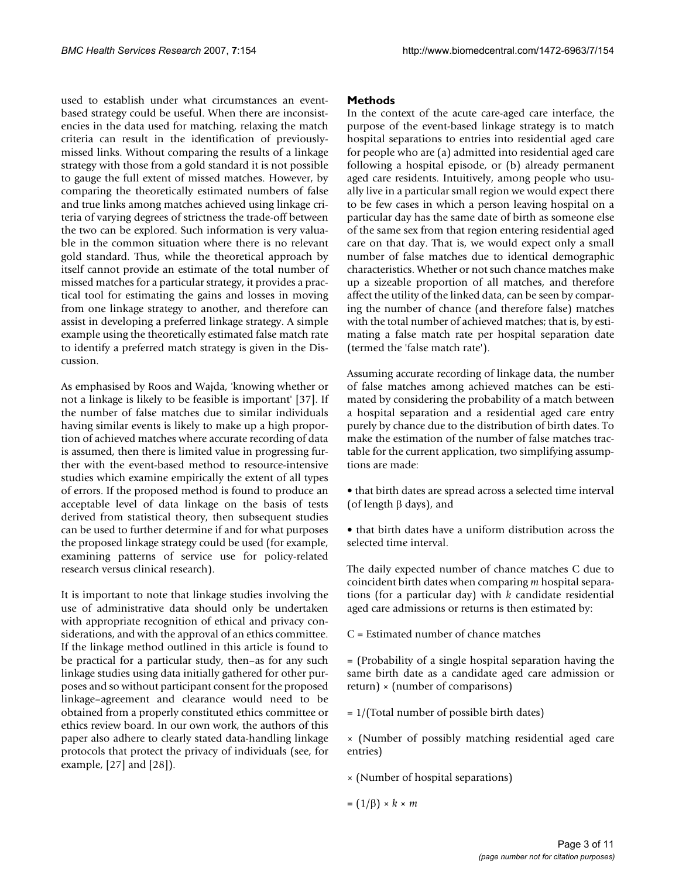used to establish under what circumstances an event-based strategy could be useful. When there are inconsistencies in the data used for matching, relaxing the match criteria can result in the identification of previously-missed links. Without comparing the results of a linkage strategy with those from a gold standard it is not possible to gauge the full extent of missed matches. However, by comparing the theoretically estimated numbers of false and true links among matches achieved using linkage criteria of varying degrees of strictness the trade-off between the two can be explored. Such information is very valuable in the common situation where there is no relevant gold standard. Thus, while the theoretical approach by itself cannot provide an estimate of the total number of missed matches for a particular strategy, it provides a practical tool for estimating the gains and losses in moving from one linkage strategy to another, and therefore can assist in developing a preferred linkage strategy. A simple example using the theoretically estimated false match rate to identify a preferred match strategy is given in the Discussion.

As emphasised by Roos and Wajda, 'knowing whether or not a linkage is likely to be feasible is important' [37]. If the number of false matches due to similar individuals having similar events is likely to make up a high proportion of achieved matches where accurate recording of data is assumed, then there is limited value in progressing further with the event-based method to resource-intensive studies which examine empirically the extent of all types of errors. If the proposed method is found to produce an acceptable level of data linkage on the basis of tests derived from statistical theory, then subsequent studies can be used to further determine if and for what purposes the proposed linkage strategy could be used (for example, examining patterns of service use for policy-related research versus clinical research).

It is important to note that linkage studies involving the use of administrative data should only be undertaken with appropriate recognition of ethical and privacy considerations, and with the approval of an ethics committee. If the linkage method outlined in this article is found to be practical for a particular study, then–as for any such linkage studies using data initially gathered for other purposes and so without participant consent for the proposed linkage–agreement and clearance would need to be obtained from a properly constituted ethics committee or ethics review board. In our own work, the authors of this paper also adhere to clearly stated data-handling linkage protocols that protect the privacy of individuals (see, for example, [27] and [28]).

## Methods

In the context of the acute care-aged care interface, the purpose of the event-based linkage strategy is to match hospital separations to entries into residential aged care for people who are (a) admitted into residential aged care following a hospital episode, or (b) already permanent aged care residents. Intuitively, among people who usually live in a particular small region we would expect there to be few cases in which a person leaving hospital on a particular day has the same date of birth as someone else of the same sex from that region entering residential aged care on that day. That is, we would expect only a small number of false matches due to identical demographic characteristics. Whether or not such chance matches make up a sizeable proportion of all matches, and therefore affect the utility of the linked data, can be seen by comparing the number of chance (and therefore false) matches with the total number of achieved matches; that is, by estimating a false match rate per hospital separation date (termed the 'false match rate').

Assuming accurate recording of linkage data, the number of false matches among achieved matches can be estimated by considering the probability of a match between a hospital separation and a residential aged care entry purely by chance due to the distribution of birth dates. To make the estimation of the number of false matches tractable for the current application, two simplifying assumptions are made:

- that birth dates are spread across a selected time interval (of length $\beta$ days), and
- that birth dates have a uniform distribution across the selected time interval.

The daily expected number of chance matches C due to coincident birth dates when comparing $m$ hospital separations (for a particular day) with $k$ candidate residential aged care admissions or returns is then estimated by:

C = Estimated number of chance matches

= (Probability of a single hospital separation having the same birth date as a candidate aged care admission or return) × (number of comparisons)

= 1/(Total number of possible birth dates)

× (Number of possibly matching residential aged care entries)

× (Number of hospital separations)

$= (1/\beta) \times k \times m$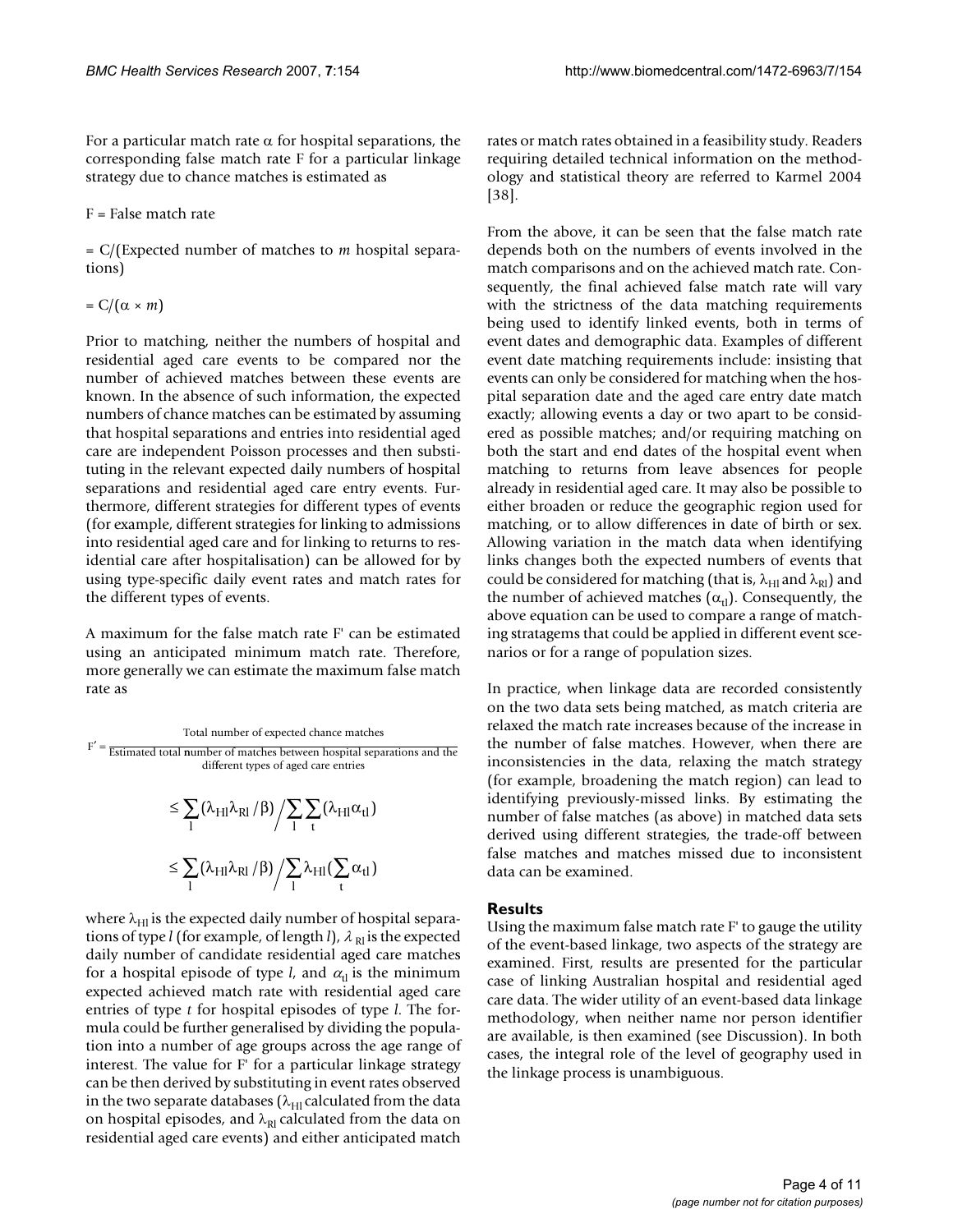For a particular match rate $\alpha$ for hospital separations, the corresponding false match rate F for a particular linkage strategy due to chance matches is estimated as

F = False match rate

= C/(Expected number of matches to *m* hospital separations)

= $C/(\alpha \times m)$

Prior to matching, neither the numbers of hospital and residential aged care events to be compared nor the number of achieved matches between these events are known. In the absence of such information, the expected numbers of chance matches can be estimated by assuming that hospital separations and entries into residential aged care are independent Poisson processes and then substituting in the relevant expected daily numbers of hospital separations and residential aged care entry events. Furthermore, different strategies for different types of events (for example, different strategies for linking to admissions into residential aged care and for linking to returns to residential care after hospitalisation) can be allowed for by using type-specific daily event rates and match rates for the different types of events.

A maximum for the false match rate F' can be estimated using an anticipated minimum match rate. Therefore, more generally we can estimate the maximum false match rate as

$$F' = \frac{\text{Total number of expected chance matches}}{\text{Estimated total number of matches between hospital separations and the different types of aged care entries}}$$

$$\leq \sum_{l} (\lambda_{Hl}\lambda_{Rl}/\beta) \Big/ \sum_{l}\sum_{t} (\lambda_{Hl}\alpha_{tl})$$

$$\leq \sum_{l} (\lambda_{Hl}\lambda_{Rl}/\beta) \Big/ \sum_{l} \lambda_{Hl}(\sum_{t} \alpha_{tl})$$

where $\lambda_{Hl}$ is the expected daily number of hospital separations of type *l* (for example, of length *l*), $\lambda_{Rl}$ is the expected daily number of candidate residential aged care matches for a hospital episode of type *l*, and $\alpha_{tl}$ is the minimum expected achieved match rate with residential aged care entries of type *t* for hospital episodes of type *l*. The formula could be further generalised by dividing the population into a number of age groups across the age range of interest. The value for F' for a particular linkage strategy can be then derived by substituting in event rates observed in the two separate databases ($\lambda_{Hl}$ calculated from the data on hospital episodes, and $\lambda_{Rl}$ calculated from the data on residential aged care events) and either anticipated match rates or match rates obtained in a feasibility study. Readers requiring detailed technical information on the methodology and statistical theory are referred to Karmel 2004 [38].

From the above, it can be seen that the false match rate depends both on the numbers of events involved in the match comparisons and on the achieved match rate. Consequently, the final achieved false match rate will vary with the strictness of the data matching requirements being used to identify linked events, both in terms of event dates and demographic data. Examples of different event date matching requirements include: insisting that events can only be considered for matching when the hospital separation date and the aged care entry date match exactly; allowing events a day or two apart to be considered as possible matches; and/or requiring matching on both the start and end dates of the hospital event when matching to returns from leave absences for people already in residential aged care. It may also be possible to either broaden or reduce the geographic region used for matching, or to allow differences in date of birth or sex. Allowing variation in the match data when identifying links changes both the expected numbers of events that could be considered for matching (that is, $\lambda_{Hl}$ and $\lambda_{Rl}$) and the number of achieved matches ($\alpha_{tl}$). Consequently, the above equation can be used to compare a range of matching stratagems that could be applied in different event scenarios or for a range of population sizes.

In practice, when linkage data are recorded consistently on the two data sets being matched, as match criteria are relaxed the match rate increases because of the increase in the number of false matches. However, when there are inconsistencies in the data, relaxing the match strategy (for example, broadening the match region) can lead to identifying previously-missed links. By estimating the number of false matches (as above) in matched data sets derived using different strategies, the trade-off between false matches and matches missed due to inconsistent data can be examined.

## Results

Using the maximum false match rate F' to gauge the utility of the event-based linkage, two aspects of the strategy are examined. First, results are presented for the particular case of linking Australian hospital and residential aged care data. The wider utility of an event-based data linkage methodology, when neither name nor person identifier are available, is then examined (see Discussion). In both cases, the integral role of the level of geography used in the linkage process is unambiguous.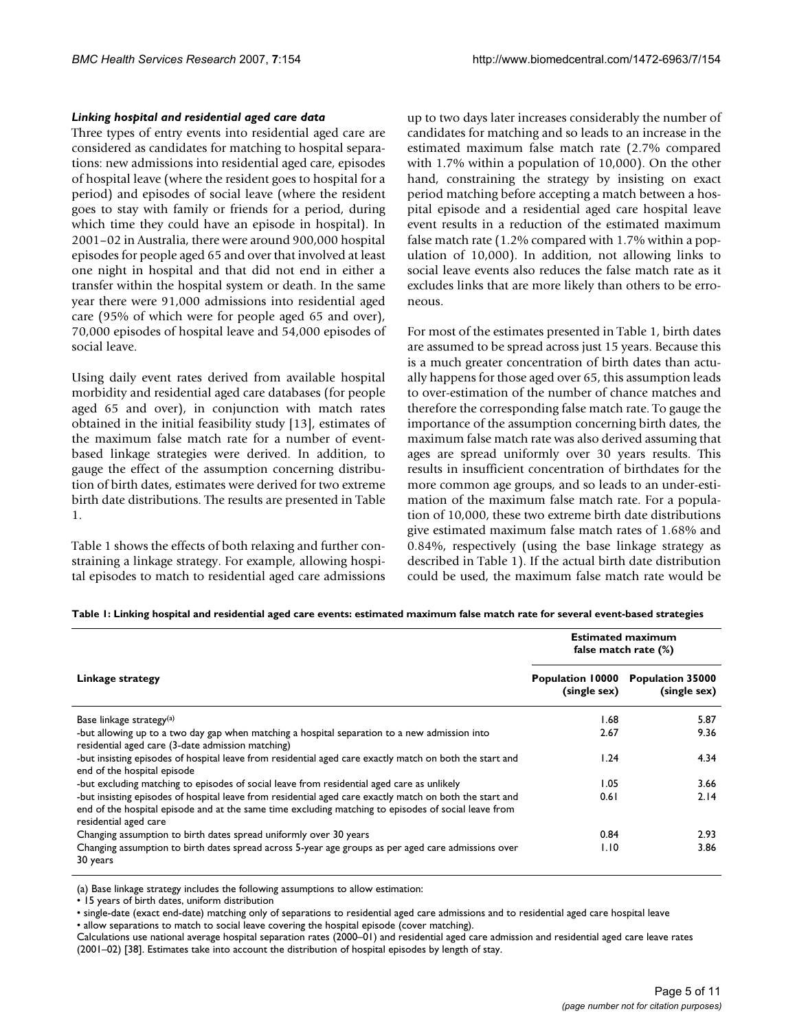### *Linking hospital and residential aged care data*

Three types of entry events into residential aged care are considered as candidates for matching to hospital separations: new admissions into residential aged care, episodes of hospital leave (where the resident goes to hospital for a period) and episodes of social leave (where the resident goes to stay with family or friends for a period, during which time they could have an episode in hospital). In 2001–02 in Australia, there were around 900,000 hospital episodes for people aged 65 and over that involved at least one night in hospital and that did not end in either a transfer within the hospital system or death. In the same year there were 91,000 admissions into residential aged care (95% of which were for people aged 65 and over), 70,000 episodes of hospital leave and 54,000 episodes of social leave.

Using daily event rates derived from available hospital morbidity and residential aged care databases (for people aged 65 and over), in conjunction with match rates obtained in the initial feasibility study [13], estimates of the maximum false match rate for a number of event-based linkage strategies were derived. In addition, to gauge the effect of the assumption concerning distribution of birth dates, estimates were derived for two extreme birth date distributions. The results are presented in Table 1.

Table 1 shows the effects of both relaxing and further constraining a linkage strategy. For example, allowing hospital episodes to match to residential aged care admissions up to two days later increases considerably the number of candidates for matching and so leads to an increase in the estimated maximum false match rate (2.7% compared with 1.7% within a population of 10,000). On the other hand, constraining the strategy by insisting on exact period matching before accepting a match between a hospital episode and a residential aged care hospital leave event results in a reduction of the estimated maximum false match rate (1.2% compared with 1.7% within a population of 10,000). In addition, not allowing links to social leave events also reduces the false match rate as it excludes links that are more likely than others to be erroneous.

For most of the estimates presented in Table 1, birth dates are assumed to be spread across just 15 years. Because this is a much greater concentration of birth dates than actually happens for those aged over 65, this assumption leads to over-estimation of the number of chance matches and therefore the corresponding false match rate. To gauge the importance of the assumption concerning birth dates, the maximum false match rate was also derived assuming that ages are spread uniformly over 30 years results. This results in insufficient concentration of birthdates for the more common age groups, and so leads to an under-estimation of the maximum false match rate. For a population of 10,000, these two extreme birth date distributions give estimated maximum false match rates of 1.68% and 0.84%, respectively (using the base linkage strategy as described in Table 1). If the actual birth date distribution could be used, the maximum false match rate would be

**Table 1: Linking hospital and residential aged care events: estimated maximum false match rate for several event-based strategies**

| | Estimated maximum false match rate (%) | |
|---|---|---|
| **Linkage strategy** | **Population 10000 (single sex)** | **Population 35000 (single sex)** |
| Base linkage strategy[(a)] | 1.68 | 5.87 |
| -but allowing up to a two day gap when matching a hospital separation to a new admission into residential aged care (3-date admission matching) | 2.67 | 9.36 |
| -but insisting episodes of hospital leave from residential aged care exactly match on both the start and end of the hospital episode | 1.24 | 4.34 |
| -but excluding matching to episodes of social leave from residential aged care as unlikely | 1.05 | 3.66 |
| -but insisting episodes of hospital leave from residential aged care exactly match on both the start and end of the hospital episode and at the same time excluding matching to episodes of social leave from residential aged care | 0.61 | 2.14 |
| Changing assumption to birth dates spread uniformly over 30 years | 0.84 | 2.93 |
| Changing assumption to birth dates spread across 5-year age groups as per aged care admissions over 30 years | 1.10 | 3.86 |

(a) Base linkage strategy includes the following assumptions to allow estimation:
- 15 years of birth dates, uniform distribution
- single-date (exact end-date) matching only of separations to residential aged care admissions and to residential aged care hospital leave
- allow separations to match to social leave covering the hospital episode (cover matching).

Calculations use national average hospital separation rates (2000–01) and residential aged care admission and residential aged care leave rates (2001–02) [38]. Estimates take into account the distribution of hospital episodes by length of stay.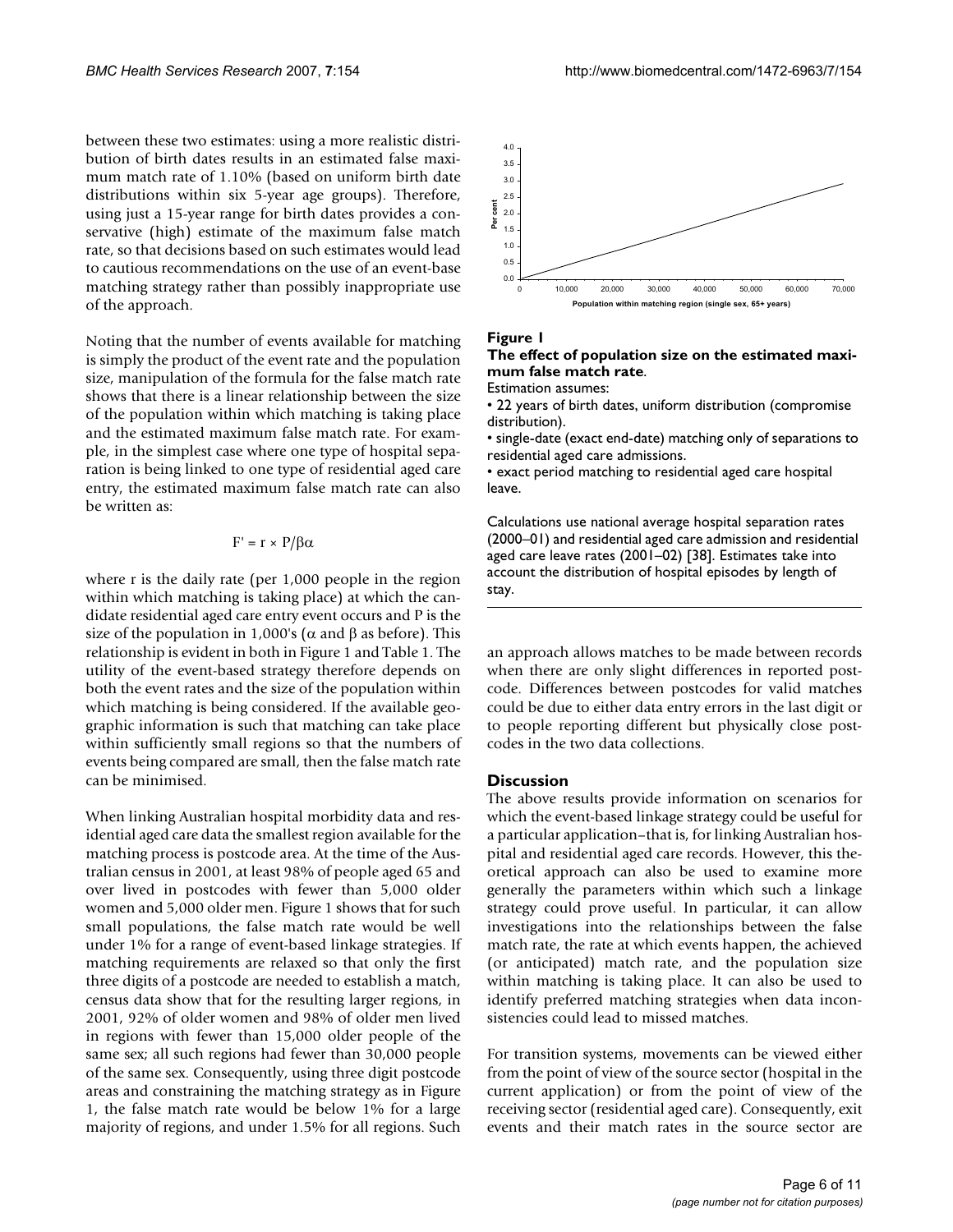between these two estimates: using a more realistic distribution of birth dates results in an estimated false maximum match rate of 1.10% (based on uniform birth date distributions within six 5-year age groups). Therefore, using just a 15-year range for birth dates provides a conservative (high) estimate of the maximum false match rate, so that decisions based on such estimates would lead to cautious recommendations on the use of an event-base matching strategy rather than possibly inappropriate use of the approach.

Noting that the number of events available for matching is simply the product of the event rate and the population size, manipulation of the formula for the false match rate shows that there is a linear relationship between the size of the population within which matching is taking place and the estimated maximum false match rate. For example, in the simplest case where one type of hospital separation is being linked to one type of residential aged care entry, the estimated maximum false match rate can also be written as:

$$F' = r \times P/\beta\alpha$$

where r is the daily rate (per 1,000 people in the region within which matching is taking place) at which the candidate residential aged care entry event occurs and P is the size of the population in 1,000's ($\alpha$ and $\beta$ as before). This relationship is evident in both in Figure 1 and Table 1. The utility of the event-based strategy therefore depends on both the event rates and the size of the population within which matching is being considered. If the available geographic information is such that matching can take place within sufficiently small regions so that the numbers of events being compared are small, then the false match rate can be minimised.

When linking Australian hospital morbidity data and residential aged care data the smallest region available for the matching process is postcode area. At the time of the Australian census in 2001, at least 98% of people aged 65 and over lived in postcodes with fewer than 5,000 older women and 5,000 older men. Figure 1 shows that for such small populations, the false match rate would be well under 1% for a range of event-based linkage strategies. If matching requirements are relaxed so that only the first three digits of a postcode are needed to establish a match, census data show that for the resulting larger regions, in 2001, 92% of older women and 98% of older men lived in regions with fewer than 15,000 older people of the same sex; all such regions had fewer than 30,000 people of the same sex. Consequently, using three digit postcode areas and constraining the matching strategy as in Figure 1, the false match rate would be below 1% for a large majority of regions, and under 1.5% for all regions. Such an approach allows matches to be made between records when there are only slight differences in reported postcode. Differences between postcodes for valid matches could be due to either data entry errors in the last digit or to people reporting different but physically close postcodes in the two data collections.

Per cent
4.0
3.5
3.0
2.5
2.0
1.5
1.0
0.5
0.0
0
10,000
20,000
30,000
40,000
50,000
60,000
70,000
Population within matching region (single sex, 65+ years)

**Figure 1**

**The effect of population size on the estimated maximum false match rate.**

Estimation assumes:

- 22 years of birth dates, uniform distribution (compromise distribution).
- single-date (exact end-date) matching only of separations to residential aged care admissions.
- exact period matching to residential aged care hospital leave.

Calculations use national average hospital separation rates (2000–01) and residential aged care admission and residential aged care leave rates (2001–02) [38]. Estimates take into account the distribution of hospital episodes by length of stay.

## Discussion

The above results provide information on scenarios for which the event-based linkage strategy could be useful for a particular application–that is, for linking Australian hospital and residential aged care records. However, this theoretical approach can also be used to examine more generally the parameters within which such a linkage strategy could prove useful. In particular, it can allow investigations into the relationships between the false match rate, the rate at which events happen, the achieved (or anticipated) match rate, and the population size within matching is taking place. It can also be used to identify preferred matching strategies when data inconsistencies could lead to missed matches.

For transition systems, movements can be viewed either from the point of view of the source sector (hospital in the current application) or from the point of view of the receiving sector (residential aged care). Consequently, exit events and their match rates in the source sector are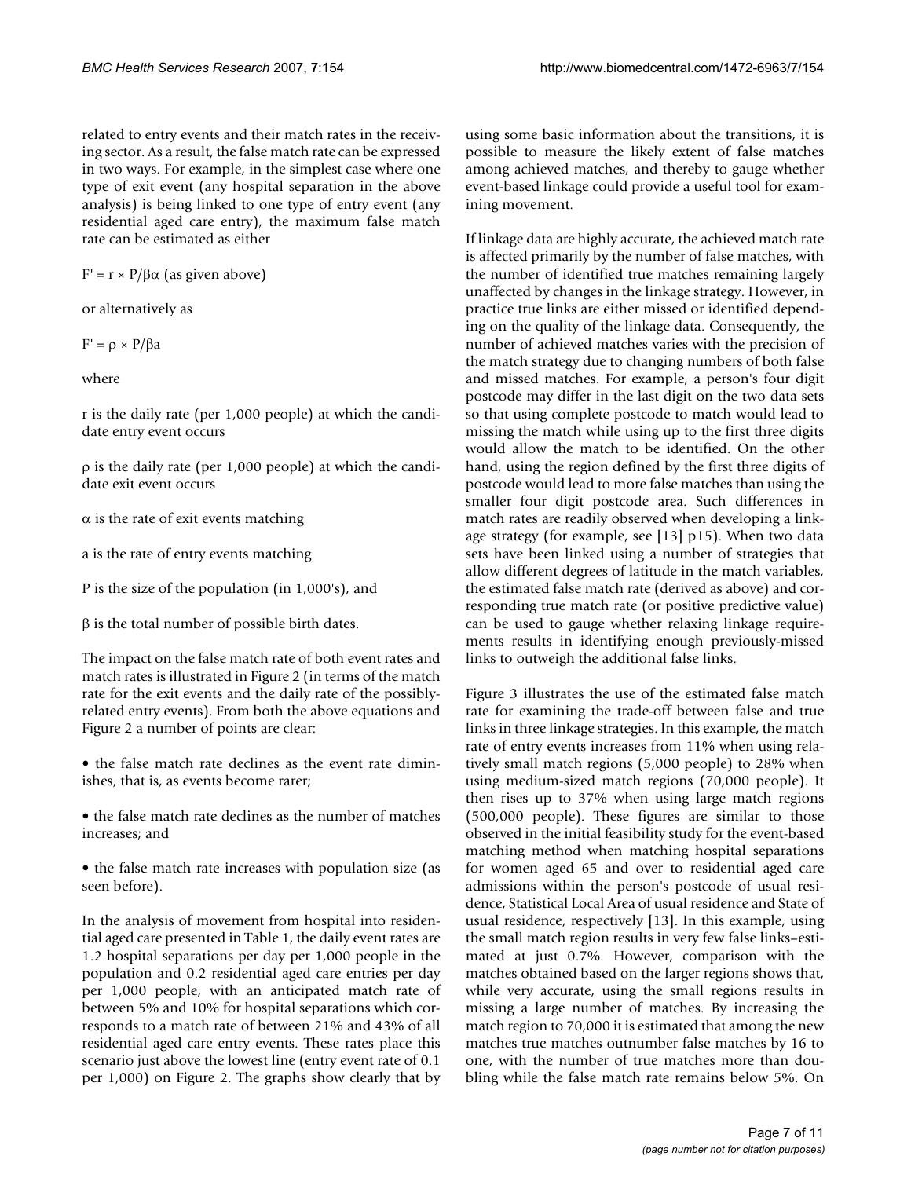related to entry events and their match rates in the receiving sector. As a result, the false match rate can be expressed in two ways. For example, in the simplest case where one type of exit event (any hospital separation in the above analysis) is being linked to one type of entry event (any residential aged care entry), the maximum false match rate can be estimated as either

$F' = r \times P/\beta\alpha$ (as given above)

or alternatively as

$F' = \rho \times P/\beta a$

where

$r$ is the daily rate (per 1,000 people) at which the candidate entry event occurs

$\rho$ is the daily rate (per 1,000 people) at which the candidate exit event occurs

$\alpha$ is the rate of exit events matching

$a$ is the rate of entry events matching

$P$ is the size of the population (in 1,000's), and

$\beta$ is the total number of possible birth dates.

The impact on the false match rate of both event rates and match rates is illustrated in Figure 2 (in terms of the match rate for the exit events and the daily rate of the possibly-related entry events). From both the above equations and Figure 2 a number of points are clear:

- the false match rate declines as the event rate diminishes, that is, as events become rarer;
- the false match rate declines as the number of matches increases; and
- the false match rate increases with population size (as seen before).

In the analysis of movement from hospital into residential aged care presented in Table 1, the daily event rates are 1.2 hospital separations per day per 1,000 people in the population and 0.2 residential aged care entries per day per 1,000 people, with an anticipated match rate of between 5% and 10% for hospital separations which corresponds to a match rate of between 21% and 43% of all residential aged care entry events. These rates place this scenario just above the lowest line (entry event rate of 0.1 per 1,000) on Figure 2. The graphs show clearly that by using some basic information about the transitions, it is possible to measure the likely extent of false matches among achieved matches, and thereby to gauge whether event-based linkage could provide a useful tool for examining movement.

If linkage data are highly accurate, the achieved match rate is affected primarily by the number of false matches, with the number of identified true matches remaining largely unaffected by changes in the linkage strategy. However, in practice true links are either missed or identified depending on the quality of the linkage data. Consequently, the number of achieved matches varies with the precision of the match strategy due to changing numbers of both false and missed matches. For example, a person's four digit postcode may differ in the last digit on the two data sets so that using complete postcode to match would lead to missing the match while using up to the first three digits would allow the match to be identified. On the other hand, using the region defined by the first three digits of postcode would lead to more false matches than using the smaller four digit postcode area. Such differences in match rates are readily observed when developing a linkage strategy (for example, see [13] p15). When two data sets have been linked using a number of strategies that allow different degrees of latitude in the match variables, the estimated false match rate (derived as above) and corresponding true match rate (or positive predictive value) can be used to gauge whether relaxing linkage requirements results in identifying enough previously-missed links to outweigh the additional false links.

Figure 3 illustrates the use of the estimated false match rate for examining the trade-off between false and true links in three linkage strategies. In this example, the match rate of entry events increases from 11% when using relatively small match regions (5,000 people) to 28% when using medium-sized match regions (70,000 people). It then rises up to 37% when using large match regions (500,000 people). These figures are similar to those observed in the initial feasibility study for the event-based matching method when matching hospital separations for women aged 65 and over to residential aged care admissions within the person's postcode of usual residence, Statistical Local Area of usual residence and State of usual residence, respectively [13]. In this example, using the small match region results in very few false links–estimated at just 0.7%. However, comparison with the matches obtained based on the larger regions shows that, while very accurate, using the small regions results in missing a large number of matches. By increasing the match region to 70,000 it is estimated that among the new matches true matches outnumber false matches by 16 to one, with the number of true matches more than doubling while the false match rate remains below 5%. On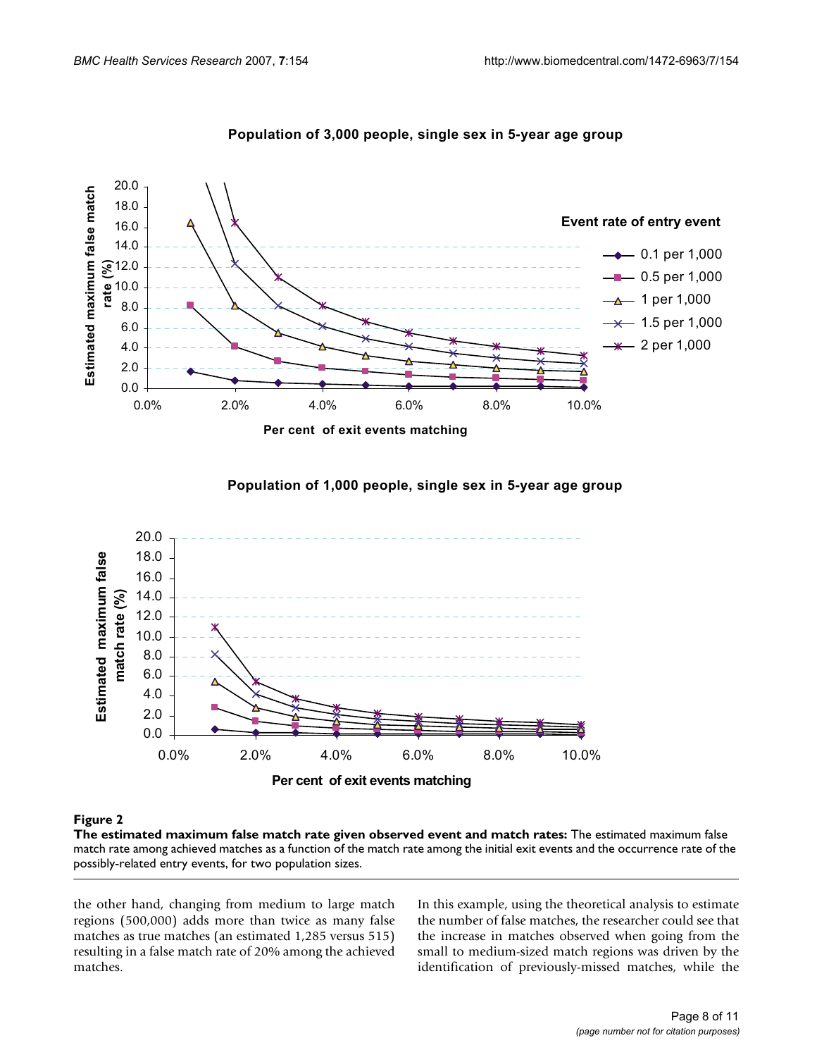Population of 3,000 people, single sex in 5-year age group

Estimated maximum false match rate (%)

20.0
18.0
16.0
14.0
12.0
10.0
8.0
6.0
4.0
2.0
0.0

0.0% 2.0% 4.0% 6.0% 8.0% 10.0%

Per cent of exit events matching

Event rate of entry event

0.1 per 1,000
0.5 per 1,000
1 per 1,000
1.5 per 1,000
2 per 1,000

Population of 1,000 people, single sex in 5-year age group

Estimated maximum false match rate (%)

20.0
18.0
16.0
14.0
12.0
10.0
8.0
6.0
4.0
2.0
0.0

0.0% 2.0% 4.0% 6.0% 8.0% 10.0%

Per cent of exit events matching

**Figure 2**

**The estimated maximum false match rate given observed event and match rates:** The estimated maximum false match rate among achieved matches as a function of the match rate among the initial exit events and the occurrence rate of the possibly-related entry events, for two population sizes.

the other hand, changing from medium to large match regions (500,000) adds more than twice as many false matches as true matches (an estimated 1,285 versus 515) resulting in a false match rate of 20% among the achieved matches.

In this example, using the theoretical analysis to estimate the number of false matches, the researcher could see that the increase in matches observed when going from the small to medium-sized match regions was driven by the identification of previously-missed matches, while the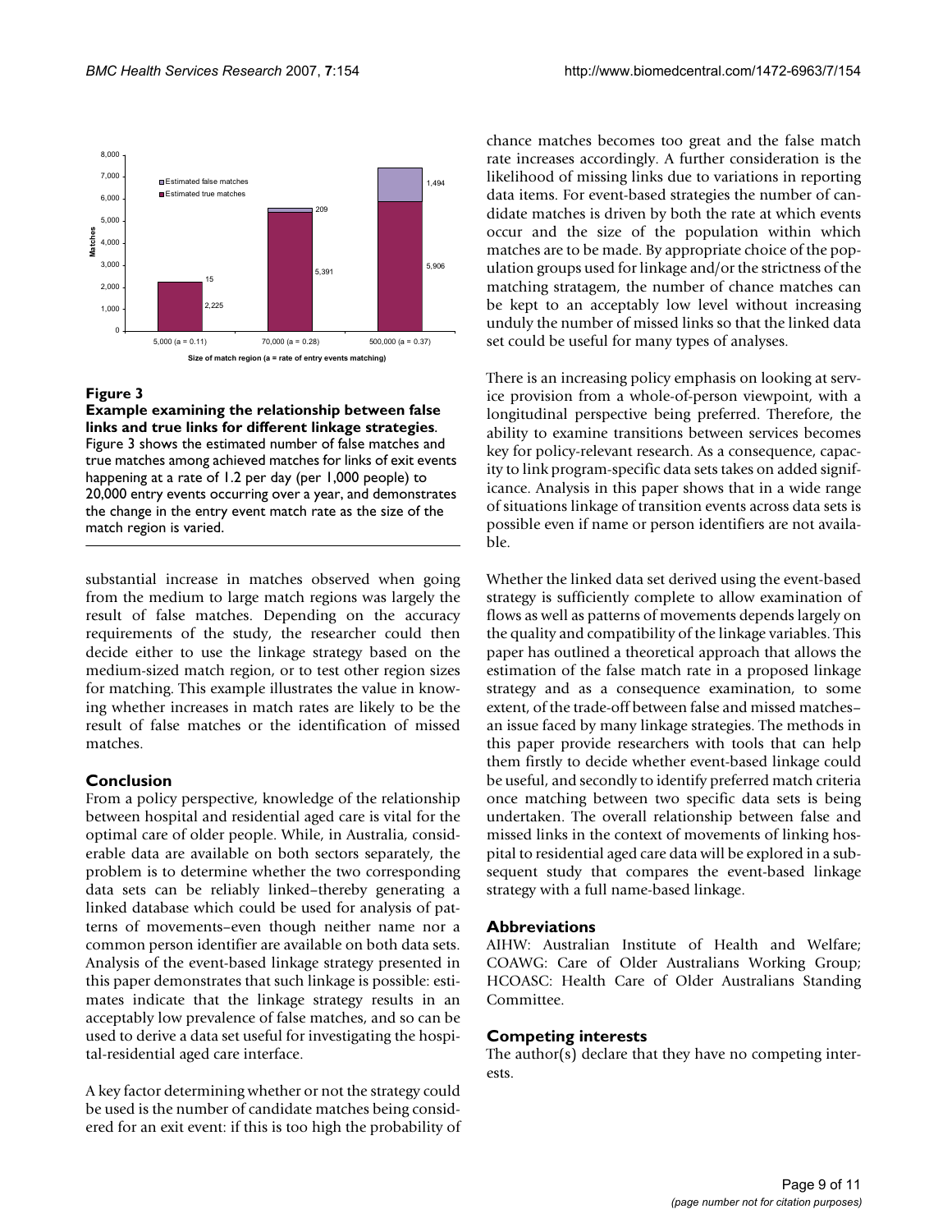8,000
7,000
6,000
5,000
4,000
3,000
2,000
1,000
0

Matches

Estimated false matches
Estimated true matches

15
2,225

209
5,391

1,494
5,906

5,000 (a = 0.11)
70,000 (a = 0.28)
500,000 (a = 0.37)

Size of match region (a = rate of entry events matching)

**Figure 3**

**Example examining the relationship between false links and true links for different linkage strategies**. Figure 3 shows the estimated number of false matches and true matches among achieved matches for links of exit events happening at a rate of 1.2 per day (per 1,000 people) to 20,000 entry events occurring over a year, and demonstrates the change in the entry event match rate as the size of the match region is varied.

substantial increase in matches observed when going from the medium to large match regions was largely the result of false matches. Depending on the accuracy requirements of the study, the researcher could then decide either to use the linkage strategy based on the medium-sized match region, or to test other region sizes for matching. This example illustrates the value in knowing whether increases in match rates are likely to be the result of false matches or the identification of missed matches.

## Conclusion

From a policy perspective, knowledge of the relationship between hospital and residential aged care is vital for the optimal care of older people. While, in Australia, considerable data are available on both sectors separately, the problem is to determine whether the two corresponding data sets can be reliably linked–thereby generating a linked database which could be used for analysis of patterns of movements–even though neither name nor a common person identifier are available on both data sets. Analysis of the event-based linkage strategy presented in this paper demonstrates that such linkage is possible: estimates indicate that the linkage strategy results in an acceptably low prevalence of false matches, and so can be used to derive a data set useful for investigating the hospital-residential aged care interface.

A key factor determining whether or not the strategy could be used is the number of candidate matches being considered for an exit event: if this is too high the probability of chance matches becomes too great and the false match rate increases accordingly. A further consideration is the likelihood of missing links due to variations in reporting data items. For event-based strategies the number of candidate matches is driven by both the rate at which events occur and the size of the population within which matches are to be made. By appropriate choice of the population groups used for linkage and/or the strictness of the matching stratagem, the number of chance matches can be kept to an acceptably low level without increasing unduly the number of missed links so that the linked data set could be useful for many types of analyses.

There is an increasing policy emphasis on looking at service provision from a whole-of-person viewpoint, with a longitudinal perspective being preferred. Therefore, the ability to examine transitions between services becomes key for policy-relevant research. As a consequence, capacity to link program-specific data sets takes on added significance. Analysis in this paper shows that in a wide range of situations linkage of transition events across data sets is possible even if name or person identifiers are not available.

Whether the linked data set derived using the event-based strategy is sufficiently complete to allow examination of flows as well as patterns of movements depends largely on the quality and compatibility of the linkage variables. This paper has outlined a theoretical approach that allows the estimation of the false match rate in a proposed linkage strategy and as a consequence examination, to some extent, of the trade-off between false and missed matches–an issue faced by many linkage strategies. The methods in this paper provide researchers with tools that can help them firstly to decide whether event-based linkage could be useful, and secondly to identify preferred match criteria once matching between two specific data sets is being undertaken. The overall relationship between false and missed links in the context of movements of linking hospital to residential aged care data will be explored in a subsequent study that compares the event-based linkage strategy with a full name-based linkage.

## Abbreviations

AIHW: Australian Institute of Health and Welfare; COAWG: Care of Older Australians Working Group; HCOASC: Health Care of Older Australians Standing Committee.

## Competing interests

The author(s) declare that they have no competing interests.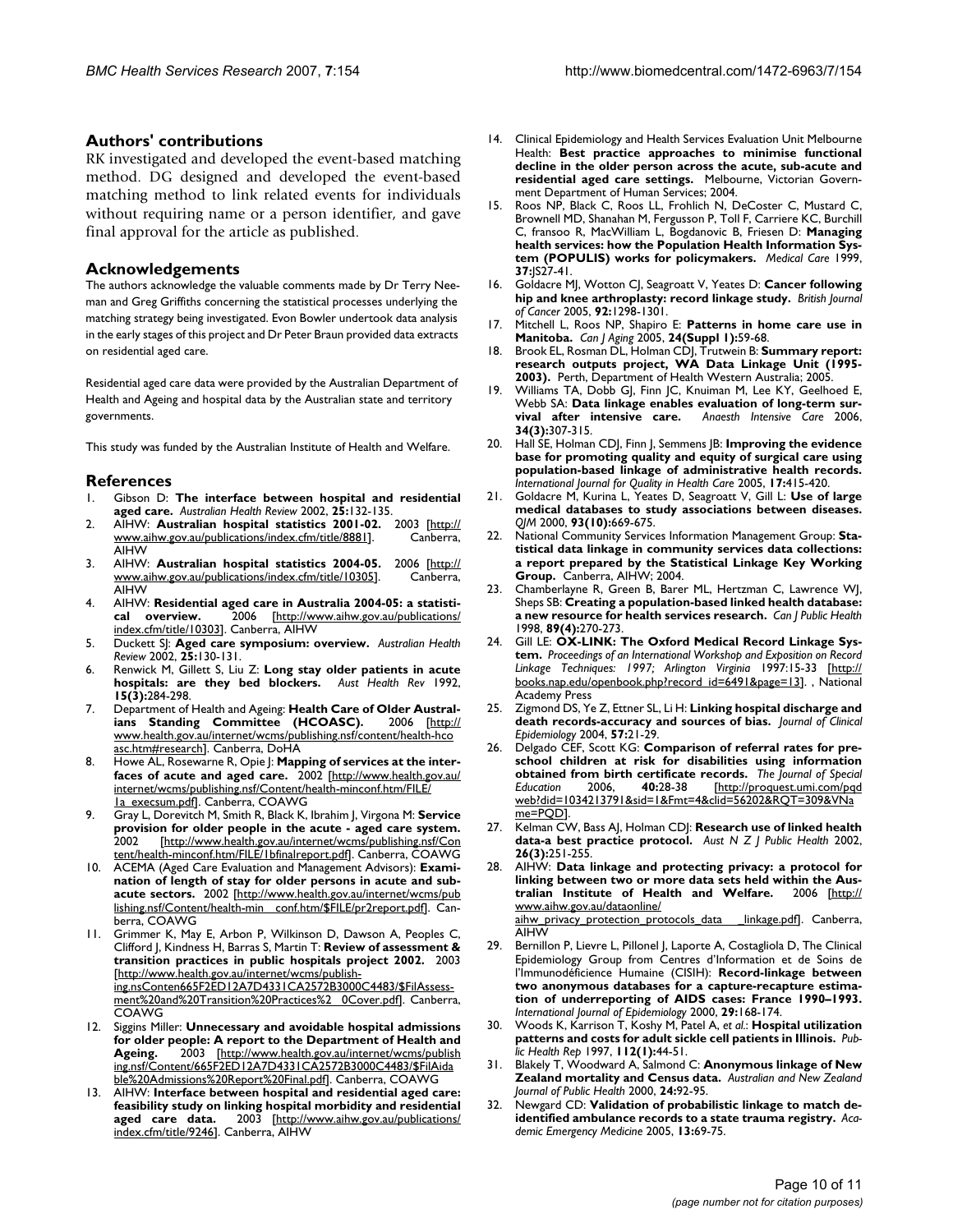## Authors' contributions

RK investigated and developed the event-based matching method. DG designed and developed the event-based matching method to link related events for individuals without requiring name or a person identifier, and gave final approval for the article as published.

## Acknowledgements

The authors acknowledge the valuable comments made by Dr Terry Neeman and Greg Griffiths concerning the statistical processes underlying the matching strategy being investigated. Evon Bowler undertook data analysis in the early stages of this project and Dr Peter Braun provided data extracts on residential aged care.

Residential aged care data were provided by the Australian Department of Health and Ageing and hospital data by the Australian state and territory governments.

This study was funded by the Australian Institute of Health and Welfare.

## References

1. Gibson D: **The interface between hospital and residential aged care.** *Australian Health Review* 2002, **25:**132-135.
2. AIHW: **Australian hospital statistics 2001-02.** 2003 [http://www.aihw.gov.au/publications/index.cfm/title/8881]. Canberra, AIHW
3. AIHW: **Australian hospital statistics 2004-05.** 2006 [http://www.aihw.gov.au/publications/index.cfm/title/10305]. Canberra, AIHW
4. AIHW: **Residential aged care in Australia 2004-05: a statistical overview.** 2006 [http://www.aihw.gov.au/publications/index.cfm/title/10303]. Canberra, AIHW
5. Duckett SJ: **Aged care symposium: overview.** *Australian Health Review* 2002, **25:**130-131.
6. Renwick M, Gillett S, Liu Z: **Long stay older patients in acute hospitals: are they bed blockers.** *Aust Health Rev* 1992, **15(3):**284-298.
7. Department of Health and Ageing: **Health Care of Older Australians Standing Committee (HCOASC).** 2006 [http://www.health.gov.au/internet/wcms/publishing.nsf/content/health-hcoasc.htm#research]. Canberra, DoHA
8. Howe AL, Rosewarne R, Opie J: **Mapping of services at the interfaces of acute and aged care.** 2002 [http://www.health.gov.au/internet/wcms/publishing.nsf/Content/health-minconf.htm/FILE/1a_execsum.pdf]. Canberra, COAWG
9. Gray L, Dorevitch M, Smith R, Black K, Ibrahim J, Virgona M: **Service provision for older people in the acute - aged care system.** 2002 [http://www.health.gov.au/internet/wcms/publishing.nsf/Content/health-minconf.htm/FILE/1bfinalreport.pdf]. Canberra, COAWG
10. ACEMA (Aged Care Evaluation and Management Advisors): **Examination of length of stay for older persons in acute and subacute sectors.** 2002 [http://www.health.gov.au/internet/wcms/publishing.nsf/Content/health-min conf.htm/$FILE/pr2report.pdf]. Canberra, COAWG
11. Grimmer K, May E, Arbon P, Wilkinson D, Dawson A, Peoples C, Clifford J, Kindness H, Barras S, Martin T: **Review of assessment & transition practices in public hospitals project 2002.** 2003 [http://www.health.gov.au/internet/wcms/publishing.nsConten665F2ED12A7D4331CA2572B3000C4483/$FilAssessment%20and%20Transition%20Practices%2 0Cover.pdf]. Canberra, COAWG
12. Siggins Miller: **Unnecessary and avoidable hospital admissions for older people: A report to the Department of Health and Ageing.** 2003 [http://www.health.gov.au/internet/wcms/publishing.nsf/Content/665F2ED12A7D4331CA2572B3000C4483/$FilAidable%20Admissions%20Report%20Final.pdf]. Canberra, COAWG
13. AIHW: **Interface between hospital and residential aged care: feasibility study on linking hospital morbidity and residential aged care data.** 2003 [http://www.aihw.gov.au/publications/index.cfm/title/9246]. Canberra, AIHW
14. Clinical Epidemiology and Health Services Evaluation Unit Melbourne Health: **Best practice approaches to minimise functional decline in the older person across the acute, sub-acute and residential aged care settings.** Melbourne, Victorian Government Department of Human Services; 2004.
15. Roos NP, Black C, Roos LL, Frohlich N, DeCoster C, Mustard C, Brownell MD, Shanahan M, Fergusson P, Toll F, Carriere KC, Burchill C, fransoo R, MacWilliam L, Bogdanovic B, Friesen D: **Managing health services: how the Population Health Information System (POPULIS) works for policymakers.** *Medical Care* 1999, **37:**JS27-41.
16. Goldacre MJ, Wotton CJ, Seagroatt V, Yeates D: **Cancer following hip and knee arthroplasty: record linkage study.** *British Journal of Cancer* 2005, **92:**1298-1301.
17. Mitchell L, Roos NP, Shapiro E: **Patterns in home care use in Manitoba.** *Can J Aging* 2005, **24(Suppl 1):**59-68.
18. Brook EL, Rosman DL, Holman CDJ, Trutwein B: **Summary report: research outputs project, WA Data Linkage Unit (1995-2003).** Perth, Department of Health Western Australia; 2005.
19. Williams TA, Dobb GJ, Finn JC, Knuiman M, Lee KY, Geelhoed E, Webb SA: **Data linkage enables evaluation of long-term survival after intensive care.** *Anaesth Intensive Care* 2006, **34(3):**307-315.
20. Hall SE, Holman CDJ, Finn J, Semmens JB: **Improving the evidence base for promoting quality and equity of surgical care using population-based linkage of administrative health records.** *International Journal for Quality in Health Care* 2005, **17:**415-420.
21. Goldacre M, Kurina L, Yeates D, Seagroatt V, Gill L: **Use of large medical databases to study associations between diseases.** *QJM* 2000, **93(10):**669-675.
22. National Community Services Information Management Group: **Statistical data linkage in community services data collections: a report prepared by the Statistical Linkage Key Working Group.** Canberra, AIHW; 2004.
23. Chamberlayne R, Green B, Barer ML, Hertzman C, Lawrence WJ, Sheps SB: **Creating a population-based linked health database: a new resource for health services research.** *Can J Public Health* 1998, **89(4):**270-273.
24. Gill LE: **OX-LINK: The Oxford Medical Record Linkage System.** *Proceedings of an International Workshop and Exposition on Record Linkage Techniques: 1997; Arlington Virginia* 1997:15-33 [http://books.nap.edu/openbook.php?record_id=6491&page=13]. , National Academy Press
25. Zigmond DS, Ye Z, Ettner SL, Li H: **Linking hospital discharge and death records-accuracy and sources of bias.** *Journal of Clinical Epidemiology* 2004, **57:**21-29.
26. Delgado CEF, Scott KG: **Comparison of referral rates for preschool children at risk for disabilities using information obtained from birth certificate records.** *The Journal of Special Education* 2006, **40:**28-38 [http://proquest.umi.com/pqdweb?did=1034213791&sid=1&Fmt=4&clid=56202&RQT=309&VName=PQD].
27. Kelman CW, Bass AJ, Holman CDJ: **Research use of linked health data-a best practice protocol.** *Aust N Z J Public Health* 2002, **26(3):**251-255.
28. AIHW: **Data linkage and protecting privacy: a protocol for linking between two or more data sets held within the Australian Institute of Health and Welfare.** 2006 [http://www.aihw.gov.au/dataonline/aihw_privacy_protection_protocols_data _linkage.pdf]. Canberra, AIHW
29. Bernillon P, Lievre L, Pillonel J, Laporte A, Costagliola D, The Clinical Epidemiology Group from Centres d'Information et de Soins de l'Immunodéficience Humaine (CISIH): **Record-linkage between two anonymous databases for a capture-recapture estimation of underreporting of AIDS cases: France 1990–1993.** *International Journal of Epidemiology* 2000, **29:**168-174.
30. Woods K, Karrison T, Koshy M, Patel A, *et al.*: **Hospital utilization patterns and costs for adult sickle cell patients in Illinois.** *Public Health Rep* 1997, **112(1):**44-51.
31. Blakely T, Woodward A, Salmond C: **Anonymous linkage of New Zealand mortality and Census data.** *Australian and New Zealand Journal of Public Health* 2000, **24:**92-95.
32. Newgard CD: **Validation of probabilistic linkage to match de-identified ambulance records to a state trauma registry.** *Academic Emergency Medicine* 2005, **13:**69-75.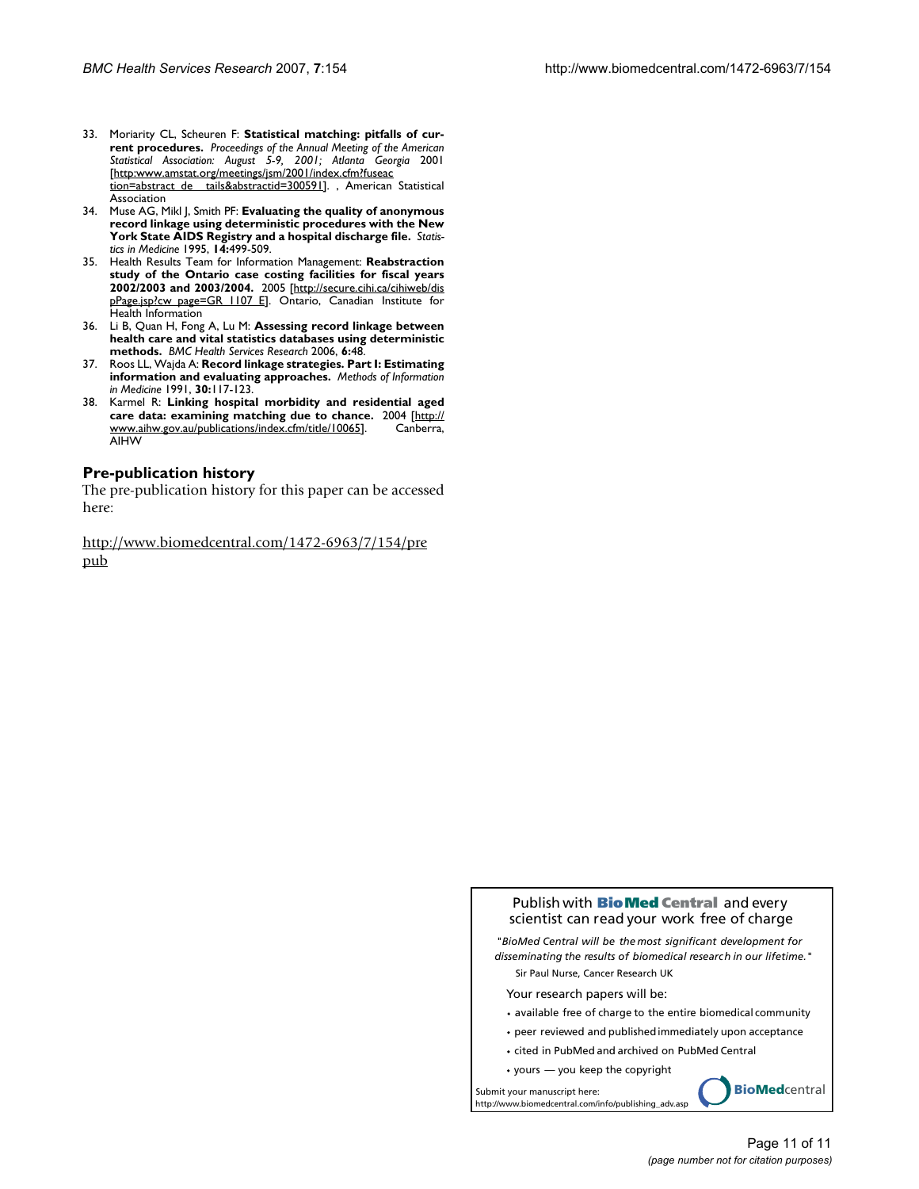33. Moriarity CL, Scheuren F: **Statistical matching: pitfalls of current procedures.** *Proceedings of the Annual Meeting of the American Statistical Association: August 5-9, 2001; Atlanta Georgia* 2001 [http:www.amstat.org/meetings/jsm/2001/index.cfm?fuseaction=abstract_details&abstractid=300591]. , American Statistical Association
34. Muse AG, Mikl J, Smith PF: **Evaluating the quality of anonymous record linkage using deterministic procedures with the New York State AIDS Registry and a hospital discharge file.** *Statistics in Medicine* 1995, **14:**499-509.
35. Health Results Team for Information Management: **Reabstraction study of the Ontario case costing facilities for fiscal years 2002/2003 and 2003/2004.** 2005 [http://secure.cihi.ca/cihiweb/dispPage.jsp?cw_page=GR_1107_E]. Ontario, Canadian Institute for Health Information
36. Li B, Quan H, Fong A, Lu M: **Assessing record linkage between health care and vital statistics databases using deterministic methods.** *BMC Health Services Research* 2006, **6:**48.
37. Roos LL, Wajda A: **Record linkage strategies. Part I: Estimating information and evaluating approaches.** *Methods of Information in Medicine* 1991, **30:**117-123.
38. Karmel R: **Linking hospital morbidity and residential aged care data: examining matching due to chance.** 2004 [http://www.aihw.gov.au/publications/index.cfm/title/10065]. Canberra, AIHW

## Pre-publication history

The pre-publication history for this paper can be accessed here:

http://www.biomedcentral.com/1472-6963/7/154/prepub

Publish with **BioMed Central** and every scientist can read your work free of charge

*"BioMed Central will be the most significant development for disseminating the results of biomedical research in our lifetime."*
Sir Paul Nurse, Cancer Research UK

Your research papers will be:

- available free of charge to the entire biomedical community
- peer reviewed and published immediately upon acceptance
- cited in PubMed and archived on PubMed Central
- yours — you keep the copyright

Submit your manuscript here:
http://www.biomedcentral.com/info/publishing_adv.asp

BioMedcentral